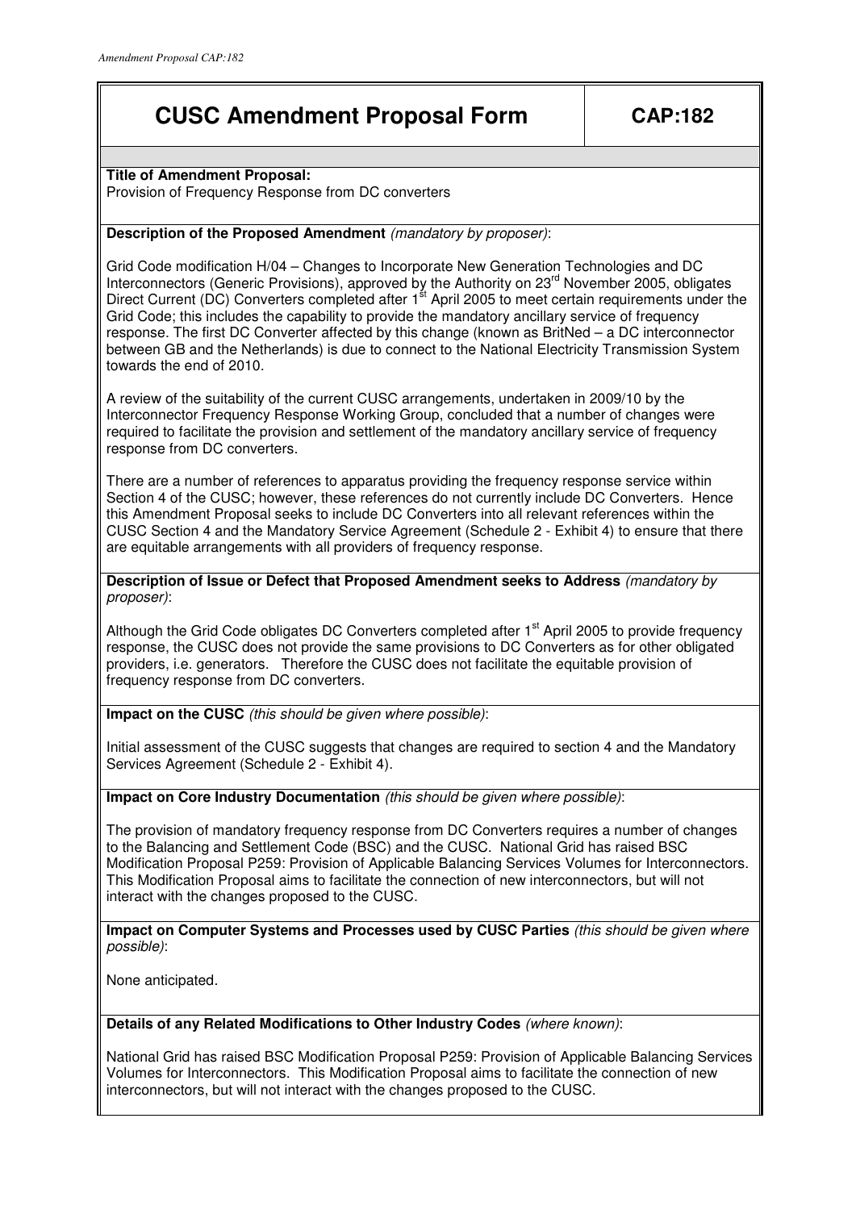# CUSC Amendment Proposal Form — CAP:182

**Title of Amendment Proposal:**
Provision of Frequency Response from DC converters

**Description of the Proposed Amendment** *(mandatory by proposer)*:

Grid Code modification H/04 – Changes to Incorporate New Generation Technologies and DC Interconnectors (Generic Provisions), approved by the Authority on 23rd November 2005, obligates Direct Current (DC) Converters completed after 1st April 2005 to meet certain requirements under the Grid Code; this includes the capability to provide the mandatory ancillary service of frequency response. The first DC Converter affected by this change (known as BritNed – a DC interconnector between GB and the Netherlands) is due to connect to the National Electricity Transmission System towards the end of 2010.

A review of the suitability of the current CUSC arrangements, undertaken in 2009/10 by the Interconnector Frequency Response Working Group, concluded that a number of changes were required to facilitate the provision and settlement of the mandatory ancillary service of frequency response from DC converters.

There are a number of references to apparatus providing the frequency response service within Section 4 of the CUSC; however, these references do not currently include DC Converters. Hence this Amendment Proposal seeks to include DC Converters into all relevant references within the CUSC Section 4 and the Mandatory Service Agreement (Schedule 2 - Exhibit 4) to ensure that there are equitable arrangements with all providers of frequency response.

**Description of Issue or Defect that Proposed Amendment seeks to Address** *(mandatory by proposer)*:

Although the Grid Code obligates DC Converters completed after 1st April 2005 to provide frequency response, the CUSC does not provide the same provisions to DC Converters as for other obligated providers, i.e. generators. Therefore the CUSC does not facilitate the equitable provision of frequency response from DC converters.

**Impact on the CUSC** *(this should be given where possible)*:

Initial assessment of the CUSC suggests that changes are required to section 4 and the Mandatory Services Agreement (Schedule 2 - Exhibit 4).

**Impact on Core Industry Documentation** *(this should be given where possible)*:

The provision of mandatory frequency response from DC Converters requires a number of changes to the Balancing and Settlement Code (BSC) and the CUSC. National Grid has raised BSC Modification Proposal P259: Provision of Applicable Balancing Services Volumes for Interconnectors. This Modification Proposal aims to facilitate the connection of new interconnectors, but will not interact with the changes proposed to the CUSC.

**Impact on Computer Systems and Processes used by CUSC Parties** *(this should be given where possible)*:

None anticipated.

**Details of any Related Modifications to Other Industry Codes** *(where known)*:

National Grid has raised BSC Modification Proposal P259: Provision of Applicable Balancing Services Volumes for Interconnectors. This Modification Proposal aims to facilitate the connection of new interconnectors, but will not interact with the changes proposed to the CUSC.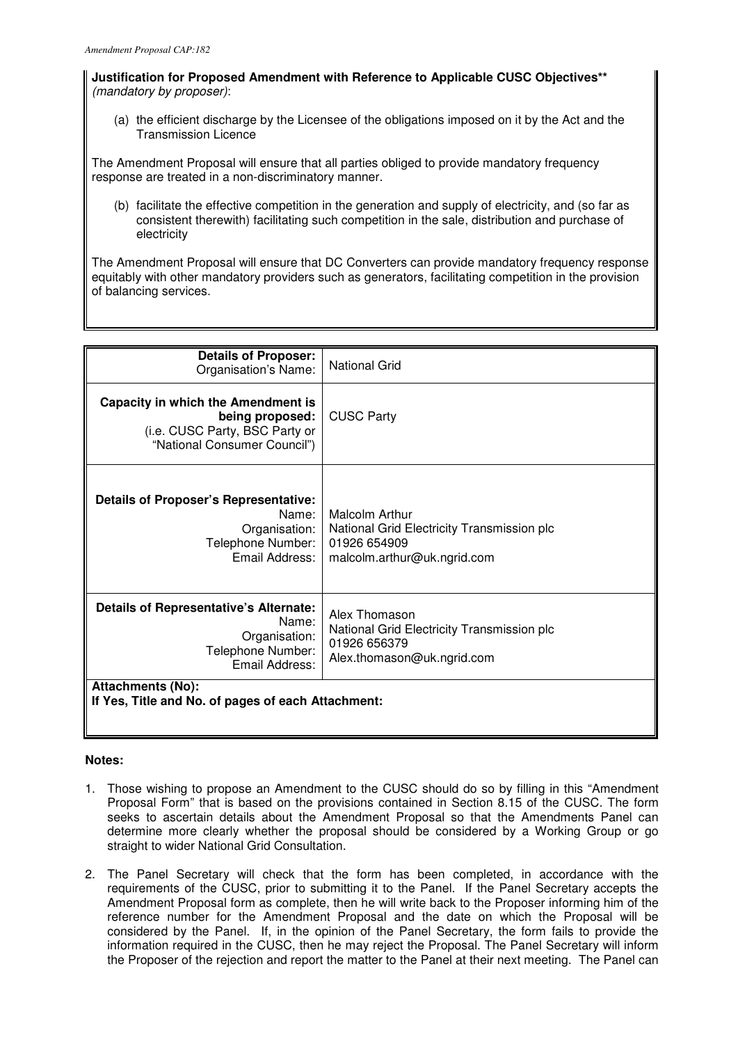**Justification for Proposed Amendment with Reference to Applicable CUSC Objectives**** *(mandatory by proposer)*:

(a) the efficient discharge by the Licensee of the obligations imposed on it by the Act and the Transmission Licence

The Amendment Proposal will ensure that all parties obliged to provide mandatory frequency response are treated in a non-discriminatory manner.

(b) facilitate the effective competition in the generation and supply of electricity, and (so far as consistent therewith) facilitating such competition in the sale, distribution and purchase of electricity

The Amendment Proposal will ensure that DC Converters can provide mandatory frequency response equitably with other mandatory providers such as generators, facilitating competition in the provision of balancing services.

| | |
|---|---|
| **Details of Proposer:** Organisation's Name: | National Grid |
| **Capacity in which the Amendment is being proposed:** (i.e. CUSC Party, BSC Party or "National Consumer Council") | CUSC Party |
| **Details of Proposer's Representative:** Name: Organisation: Telephone Number: Email Address: | Malcolm Arthur National Grid Electricity Transmission plc 01926 654909 malcolm.arthur@uk.ngrid.com |
| **Details of Representative's Alternate:** Name: Organisation: Telephone Number: Email Address: | Alex Thomason National Grid Electricity Transmission plc 01926 656379 Alex.thomason@uk.ngrid.com |
| **Attachments (No):** **If Yes, Title and No. of pages of each Attachment:** | |

**Notes:**

1. Those wishing to propose an Amendment to the CUSC should do so by filling in this "Amendment Proposal Form" that is based on the provisions contained in Section 8.15 of the CUSC. The form seeks to ascertain details about the Amendment Proposal so that the Amendments Panel can determine more clearly whether the proposal should be considered by a Working Group or go straight to wider National Grid Consultation.

2. The Panel Secretary will check that the form has been completed, in accordance with the requirements of the CUSC, prior to submitting it to the Panel. If the Panel Secretary accepts the Amendment Proposal form as complete, then he will write back to the Proposer informing him of the reference number for the Amendment Proposal and the date on which the Proposal will be considered by the Panel. If, in the opinion of the Panel Secretary, the form fails to provide the information required in the CUSC, then he may reject the Proposal. The Panel Secretary will inform the Proposer of the rejection and report the matter to the Panel at their next meeting. The Panel can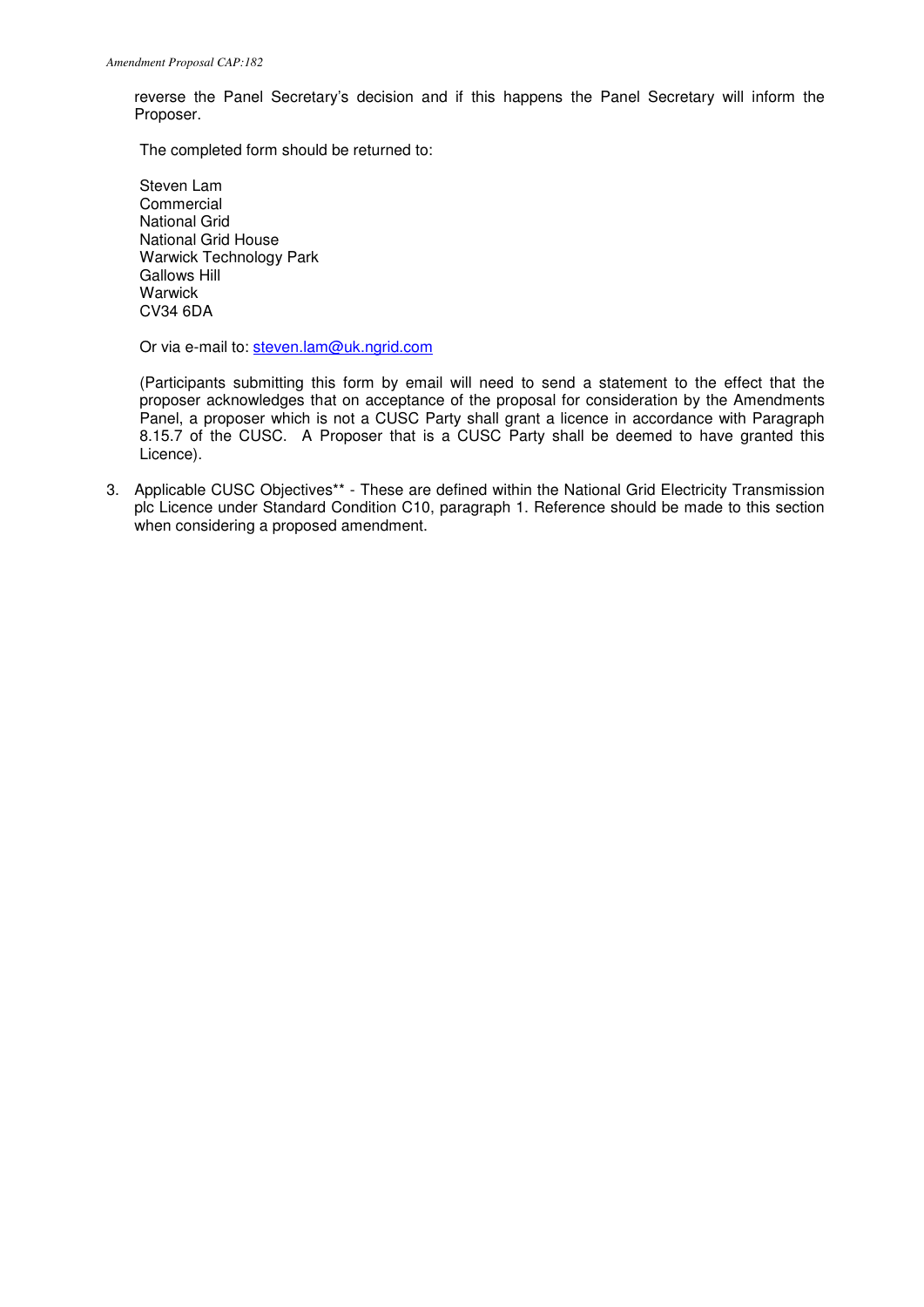reverse the Panel Secretary's decision and if this happens the Panel Secretary will inform the Proposer.

The completed form should be returned to:

Steven Lam
Commercial
National Grid
National Grid House
Warwick Technology Park
Gallows Hill
Warwick
CV34 6DA

Or via e-mail to: steven.lam@uk.ngrid.com

(Participants submitting this form by email will need to send a statement to the effect that the proposer acknowledges that on acceptance of the proposal for consideration by the Amendments Panel, a proposer which is not a CUSC Party shall grant a licence in accordance with Paragraph 8.15.7 of the CUSC. A Proposer that is a CUSC Party shall be deemed to have granted this Licence).

3. Applicable CUSC Objectives** - These are defined within the National Grid Electricity Transmission plc Licence under Standard Condition C10, paragraph 1. Reference should be made to this section when considering a proposed amendment.